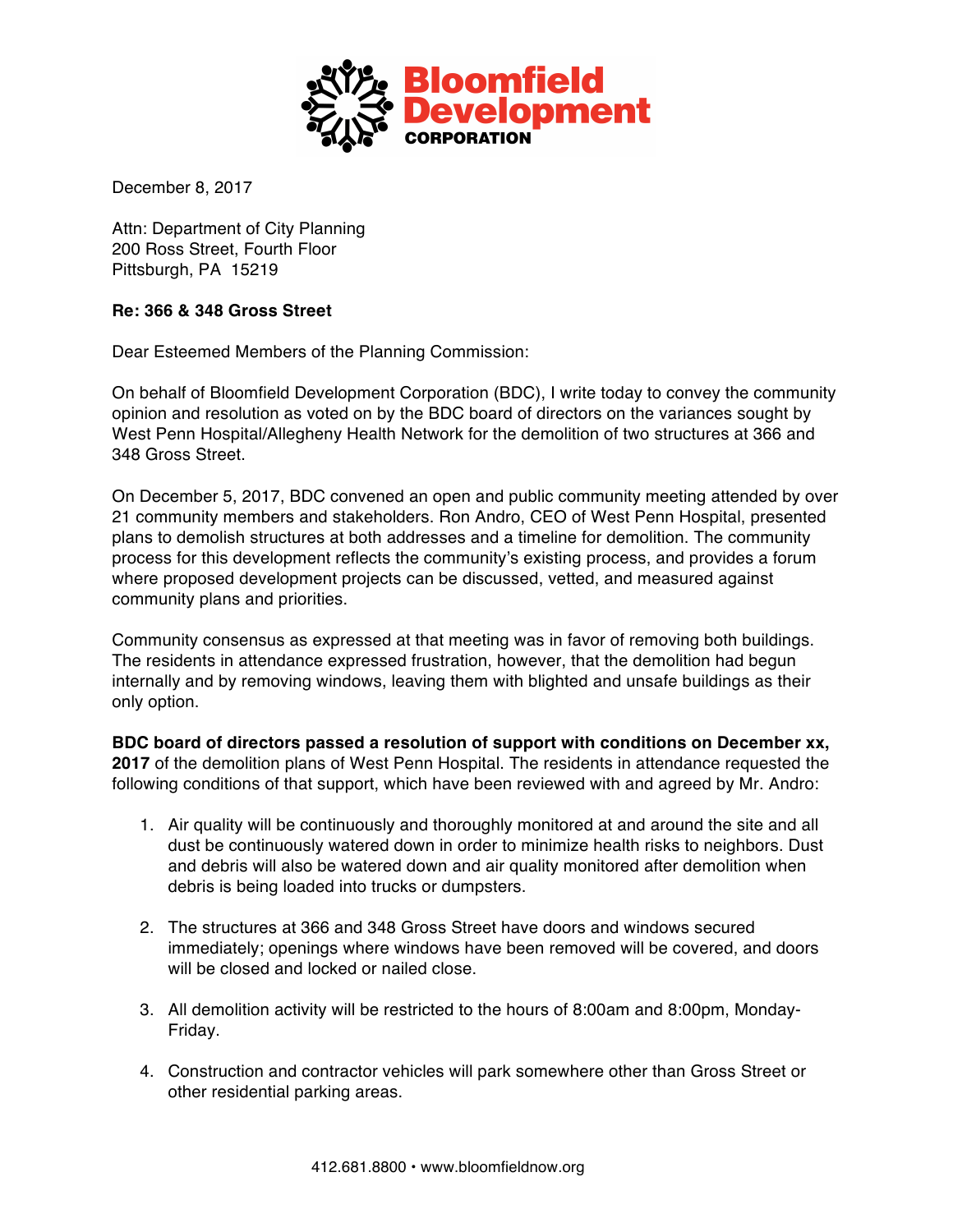**Bloomfield Development CORPORATION**

December 8, 2017

Attn: Department of City Planning
200 Ross Street, Fourth Floor
Pittsburgh, PA 15219

**Re: 366 & 348 Gross Street**

Dear Esteemed Members of the Planning Commission:

On behalf of Bloomfield Development Corporation (BDC), I write today to convey the community opinion and resolution as voted on by the BDC board of directors on the variances sought by West Penn Hospital/Allegheny Health Network for the demolition of two structures at 366 and 348 Gross Street.

On December 5, 2017, BDC convened an open and public community meeting attended by over 21 community members and stakeholders. Ron Andro, CEO of West Penn Hospital, presented plans to demolish structures at both addresses and a timeline for demolition. The community process for this development reflects the community's existing process, and provides a forum where proposed development projects can be discussed, vetted, and measured against community plans and priorities.

Community consensus as expressed at that meeting was in favor of removing both buildings. The residents in attendance expressed frustration, however, that the demolition had begun internally and by removing windows, leaving them with blighted and unsafe buildings as their only option.

**BDC board of directors passed a resolution of support with conditions on December xx, 2017** of the demolition plans of West Penn Hospital. The residents in attendance requested the following conditions of that support, which have been reviewed with and agreed by Mr. Andro:

1. Air quality will be continuously and thoroughly monitored at and around the site and all dust be continuously watered down in order to minimize health risks to neighbors. Dust and debris will also be watered down and air quality monitored after demolition when debris is being loaded into trucks or dumpsters.

2. The structures at 366 and 348 Gross Street have doors and windows secured immediately; openings where windows have been removed will be covered, and doors will be closed and locked or nailed close.

3. All demolition activity will be restricted to the hours of 8:00am and 8:00pm, Monday-Friday.

4. Construction and contractor vehicles will park somewhere other than Gross Street or other residential parking areas.

412.681.8800 • www.bloomfieldnow.org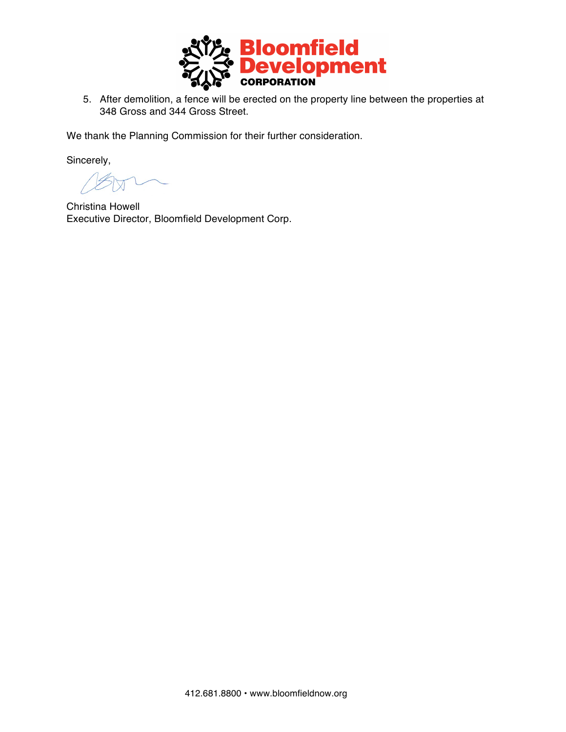5. After demolition, a fence will be erected on the property line between the properties at 348 Gross and 344 Gross Street.

We thank the Planning Commission for their further consideration.

Sincerely,

Christina Howell
Executive Director, Bloomfield Development Corp.

412.681.8800 • www.bloomfieldnow.org